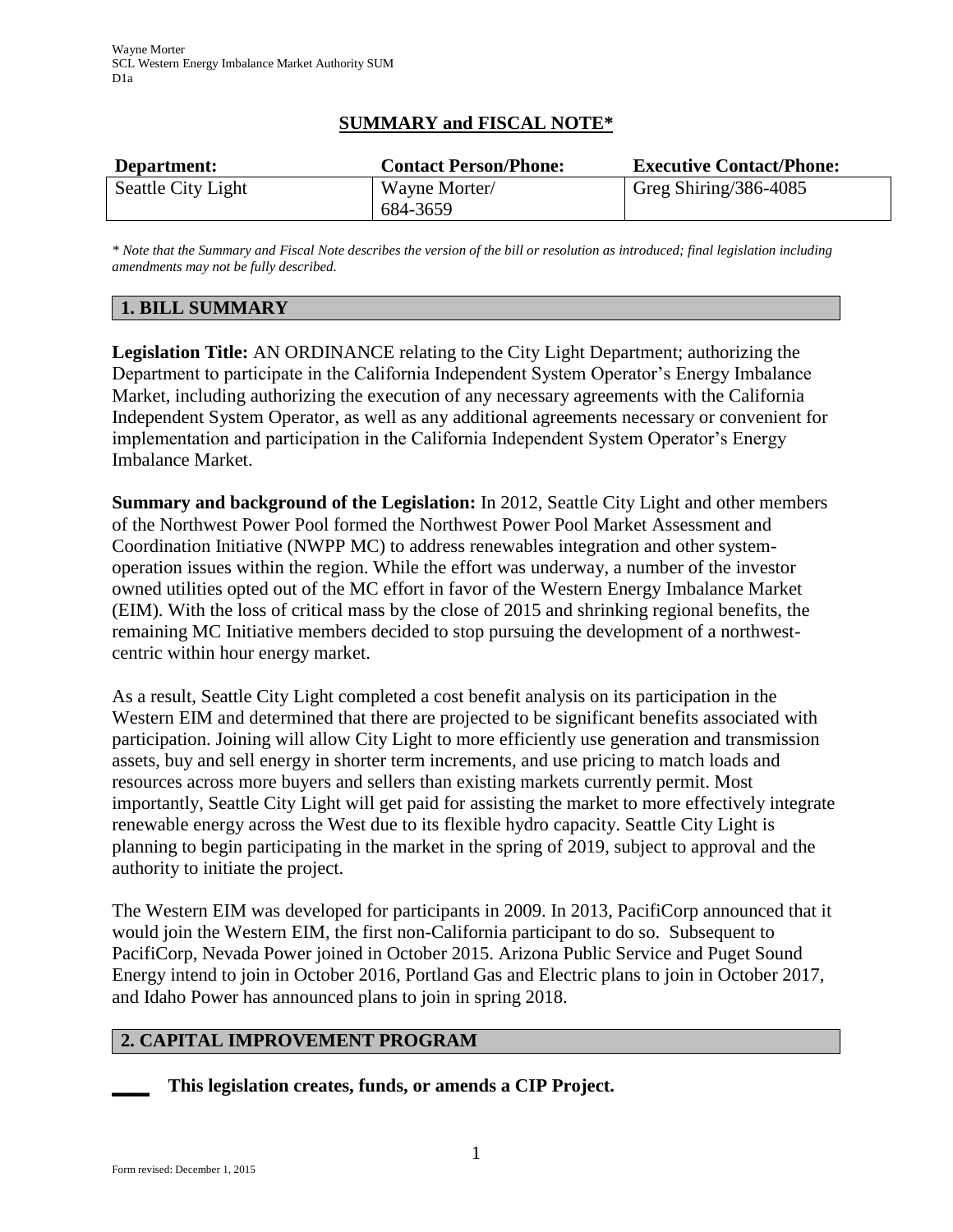## SUMMARY and FISCAL NOTE*

| Department: | Contact Person/Phone: | Executive Contact/Phone: |
|---|---|---|
| Seattle City Light | Wayne Morter/ 684-3659 | Greg Shiring/386-4085 |

*\* Note that the Summary and Fiscal Note describes the version of the bill or resolution as introduced; final legislation including amendments may not be fully described.*

## 1. BILL SUMMARY

**Legislation Title:** AN ORDINANCE relating to the City Light Department; authorizing the Department to participate in the California Independent System Operator's Energy Imbalance Market, including authorizing the execution of any necessary agreements with the California Independent System Operator, as well as any additional agreements necessary or convenient for implementation and participation in the California Independent System Operator's Energy Imbalance Market.

**Summary and background of the Legislation:** In 2012, Seattle City Light and other members of the Northwest Power Pool formed the Northwest Power Pool Market Assessment and Coordination Initiative (NWPP MC) to address renewables integration and other system-operation issues within the region. While the effort was underway, a number of the investor owned utilities opted out of the MC effort in favor of the Western Energy Imbalance Market (EIM). With the loss of critical mass by the close of 2015 and shrinking regional benefits, the remaining MC Initiative members decided to stop pursuing the development of a northwest-centric within hour energy market.

As a result, Seattle City Light completed a cost benefit analysis on its participation in the Western EIM and determined that there are projected to be significant benefits associated with participation. Joining will allow City Light to more efficiently use generation and transmission assets, buy and sell energy in shorter term increments, and use pricing to match loads and resources across more buyers and sellers than existing markets currently permit. Most importantly, Seattle City Light will get paid for assisting the market to more effectively integrate renewable energy across the West due to its flexible hydro capacity. Seattle City Light is planning to begin participating in the market in the spring of 2019, subject to approval and the authority to initiate the project.

The Western EIM was developed for participants in 2009. In 2013, PacifiCorp announced that it would join the Western EIM, the first non-California participant to do so. Subsequent to PacifiCorp, Nevada Power joined in October 2015. Arizona Public Service and Puget Sound Energy intend to join in October 2016, Portland Gas and Electric plans to join in October 2017, and Idaho Power has announced plans to join in spring 2018.

## 2. CAPITAL IMPROVEMENT PROGRAM

\_\_\_\_ **This legislation creates, funds, or amends a CIP Project.**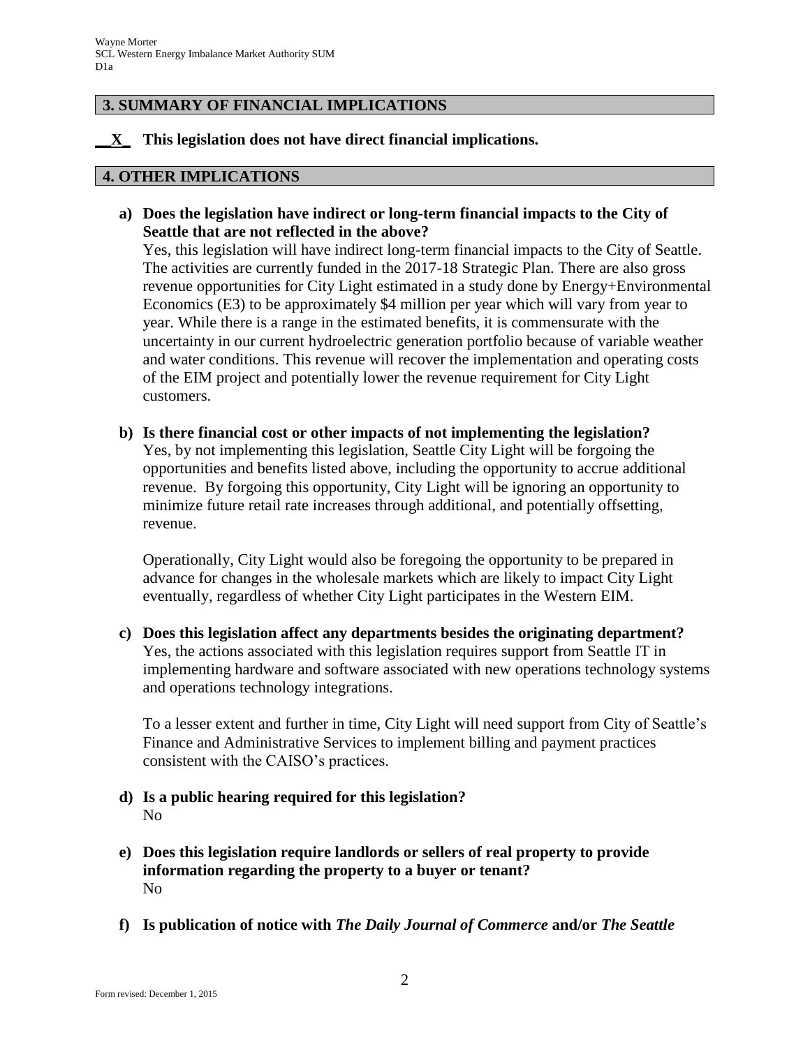## 3. SUMMARY OF FINANCIAL IMPLICATIONS

**__X_ This legislation does not have direct financial implications.**

## 4. OTHER IMPLICATIONS

**a) Does the legislation have indirect or long-term financial impacts to the City of Seattle that are not reflected in the above?**

Yes, this legislation will have indirect long-term financial impacts to the City of Seattle. The activities are currently funded in the 2017-18 Strategic Plan. There are also gross revenue opportunities for City Light estimated in a study done by Energy+Environmental Economics (E3) to be approximately $4 million per year which will vary from year to year. While there is a range in the estimated benefits, it is commensurate with the uncertainty in our current hydroelectric generation portfolio because of variable weather and water conditions. This revenue will recover the implementation and operating costs of the EIM project and potentially lower the revenue requirement for City Light customers.

**b) Is there financial cost or other impacts of not implementing the legislation?**

Yes, by not implementing this legislation, Seattle City Light will be forgoing the opportunities and benefits listed above, including the opportunity to accrue additional revenue. By forgoing this opportunity, City Light will be ignoring an opportunity to minimize future retail rate increases through additional, and potentially offsetting, revenue.

Operationally, City Light would also be foregoing the opportunity to be prepared in advance for changes in the wholesale markets which are likely to impact City Light eventually, regardless of whether City Light participates in the Western EIM.

**c) Does this legislation affect any departments besides the originating department?**

Yes, the actions associated with this legislation requires support from Seattle IT in implementing hardware and software associated with new operations technology systems and operations technology integrations.

To a lesser extent and further in time, City Light will need support from City of Seattle's Finance and Administrative Services to implement billing and payment practices consistent with the CAISO's practices.

**d) Is a public hearing required for this legislation?**

No

**e) Does this legislation require landlords or sellers of real property to provide information regarding the property to a buyer or tenant?**

No

**f) Is publication of notice with *The Daily Journal of Commerce* and/or *The Seattle***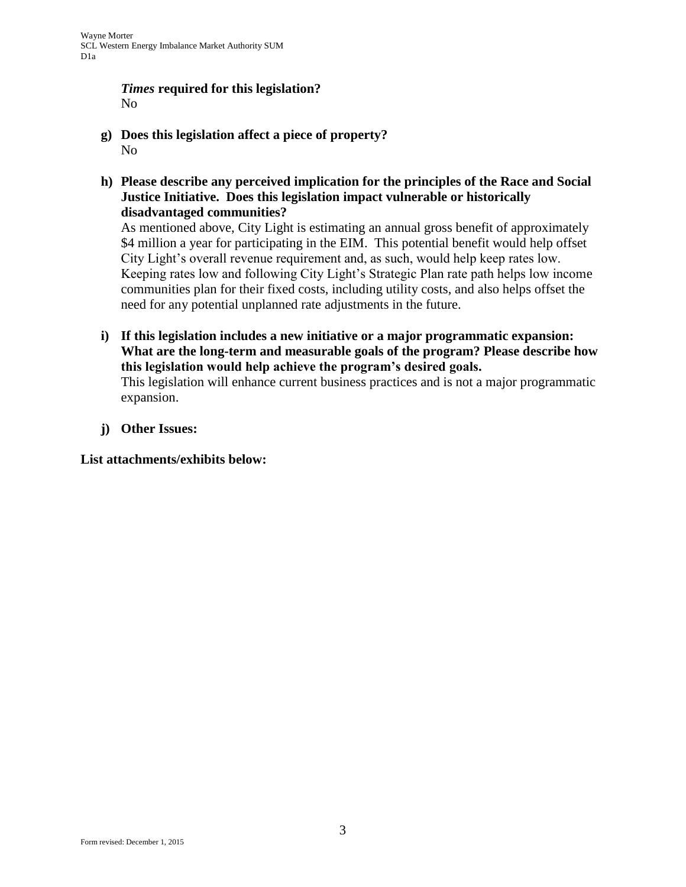***Times*** **required for this legislation?**
No

**g) Does this legislation affect a piece of property?**
No

**h) Please describe any perceived implication for the principles of the Race and Social Justice Initiative. Does this legislation impact vulnerable or historically disadvantaged communities?**
As mentioned above, City Light is estimating an annual gross benefit of approximately $4 million a year for participating in the EIM. This potential benefit would help offset City Light's overall revenue requirement and, as such, would help keep rates low. Keeping rates low and following City Light's Strategic Plan rate path helps low income communities plan for their fixed costs, including utility costs, and also helps offset the need for any potential unplanned rate adjustments in the future.

**i) If this legislation includes a new initiative or a major programmatic expansion: What are the long-term and measurable goals of the program? Please describe how this legislation would help achieve the program's desired goals.**
This legislation will enhance current business practices and is not a major programmatic expansion.

**j) Other Issues:**

**List attachments/exhibits below:**